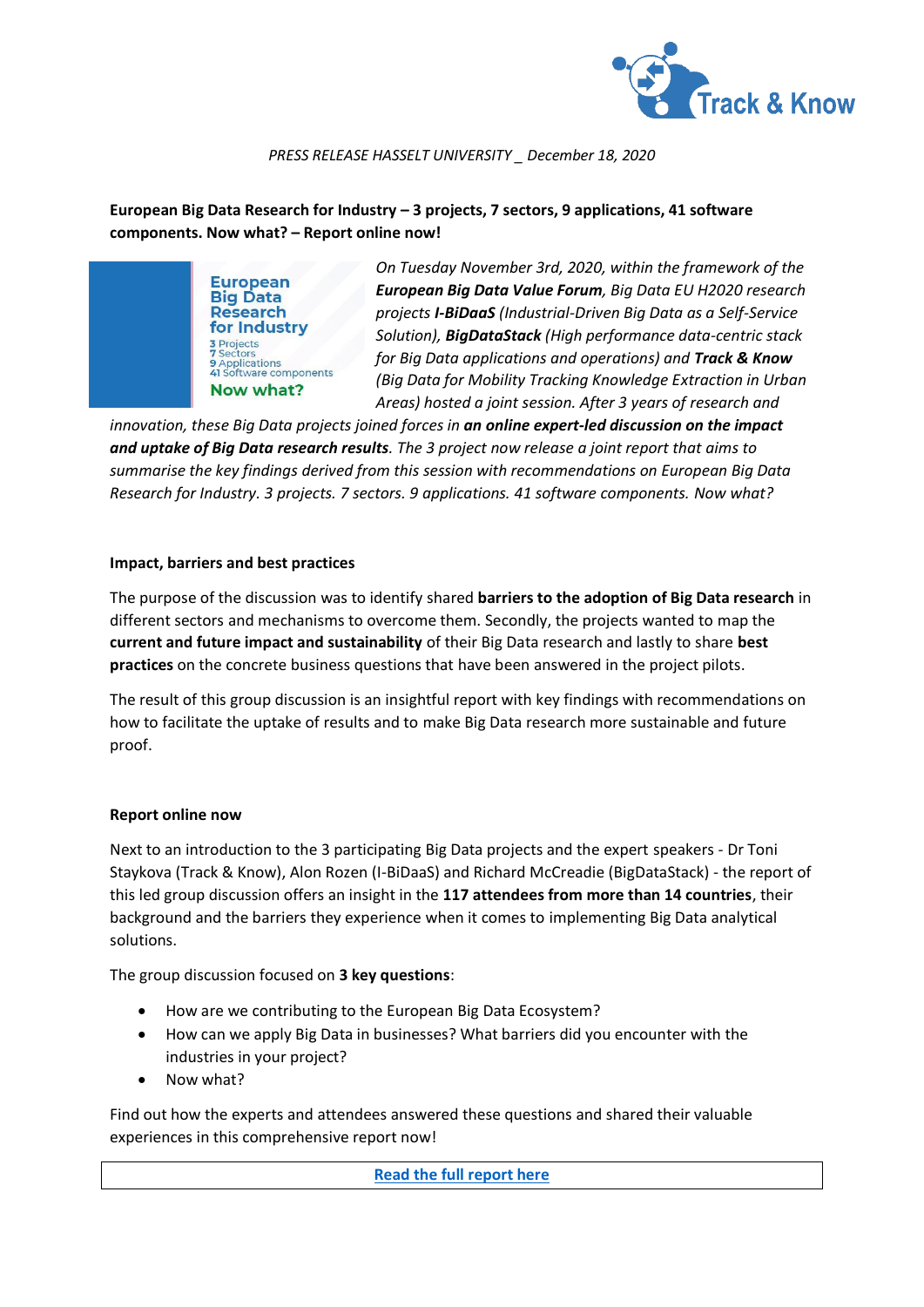*PRESS RELEASE HASSELT UNIVERSITY _ December 18, 2020*

**European Big Data Research for Industry – 3 projects, 7 sectors, 9 applications, 41 software components. Now what? – Report online now!**

*On Tuesday November 3rd, 2020, within the framework of the **European Big Data Value Forum**, Big Data EU H2020 research projects **I-BiDaaS** (Industrial-Driven Big Data as a Self-Service Solution), **BigDataStack** (High performance data-centric stack for Big Data applications and operations) and **Track & Know** (Big Data for Mobility Tracking Knowledge Extraction in Urban Areas) hosted a joint session. After 3 years of research and innovation, these Big Data projects joined forces in **an online expert-led discussion on the impact and uptake of Big Data research results**. The 3 project now release a joint report that aims to summarise the key findings derived from this session with recommendations on European Big Data Research for Industry. 3 projects. 7 sectors. 9 applications. 41 software components. Now what?*

**Impact, barriers and best practices**

The purpose of the discussion was to identify shared **barriers to the adoption of Big Data research** in different sectors and mechanisms to overcome them. Secondly, the projects wanted to map the **current and future impact and sustainability** of their Big Data research and lastly to share **best practices** on the concrete business questions that have been answered in the project pilots.

The result of this group discussion is an insightful report with key findings with recommendations on how to facilitate the uptake of results and to make Big Data research more sustainable and future proof.

**Report online now**

Next to an introduction to the 3 participating Big Data projects and the expert speakers - Dr Toni Staykova (Track & Know), Alon Rozen (I-BiDaaS) and Richard McCreadie (BigDataStack) - the report of this led group discussion offers an insight in the **117 attendees from more than 14 countries**, their background and the barriers they experience when it comes to implementing Big Data analytical solutions.

The group discussion focused on **3 key questions**:

- How are we contributing to the European Big Data Ecosystem?
- How can we apply Big Data in businesses? What barriers did you encounter with the industries in your project?
- Now what?

Find out how the experts and attendees answered these questions and shared their valuable experiences in this comprehensive report now!

**Read the full report here**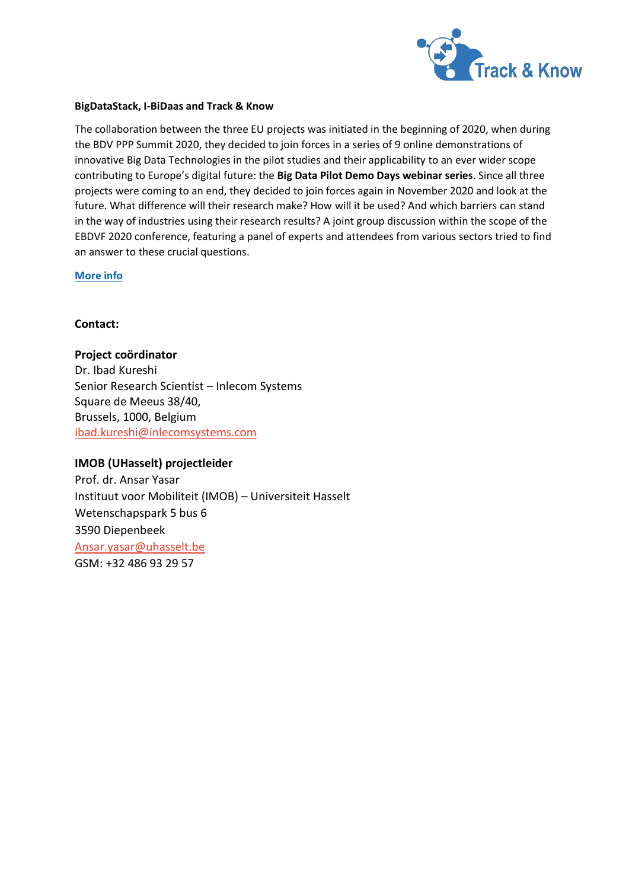**BigDataStack, I-BiDaas and Track & Know**

The collaboration between the three EU projects was initiated in the beginning of 2020, when during the BDV PPP Summit 2020, they decided to join forces in a series of 9 online demonstrations of innovative Big Data Technologies in the pilot studies and their applicability to an ever wider scope contributing to Europe's digital future: the **Big Data Pilot Demo Days webinar series**. Since all three projects were coming to an end, they decided to join forces again in November 2020 and look at the future. What difference will their research make? How will it be used? And which barriers can stand in the way of industries using their research results? A joint group discussion within the scope of the EBDVF 2020 conference, featuring a panel of experts and attendees from various sectors tried to find an answer to these crucial questions.

**More info**

**Contact:**

**Project coördinator**
Dr. Ibad Kureshi
Senior Research Scientist – Inlecom Systems
Square de Meeus 38/40,
Brussels, 1000, Belgium
ibad.kureshi@inlecomsystems.com

**IMOB (UHasselt) projectleider**
Prof. dr. Ansar Yasar
Instituut voor Mobiliteit (IMOB) – Universiteit Hasselt
Wetenschapspark 5 bus 6
3590 Diepenbeek
Ansar.yasar@uhasselt.be
GSM: +32 486 93 29 57